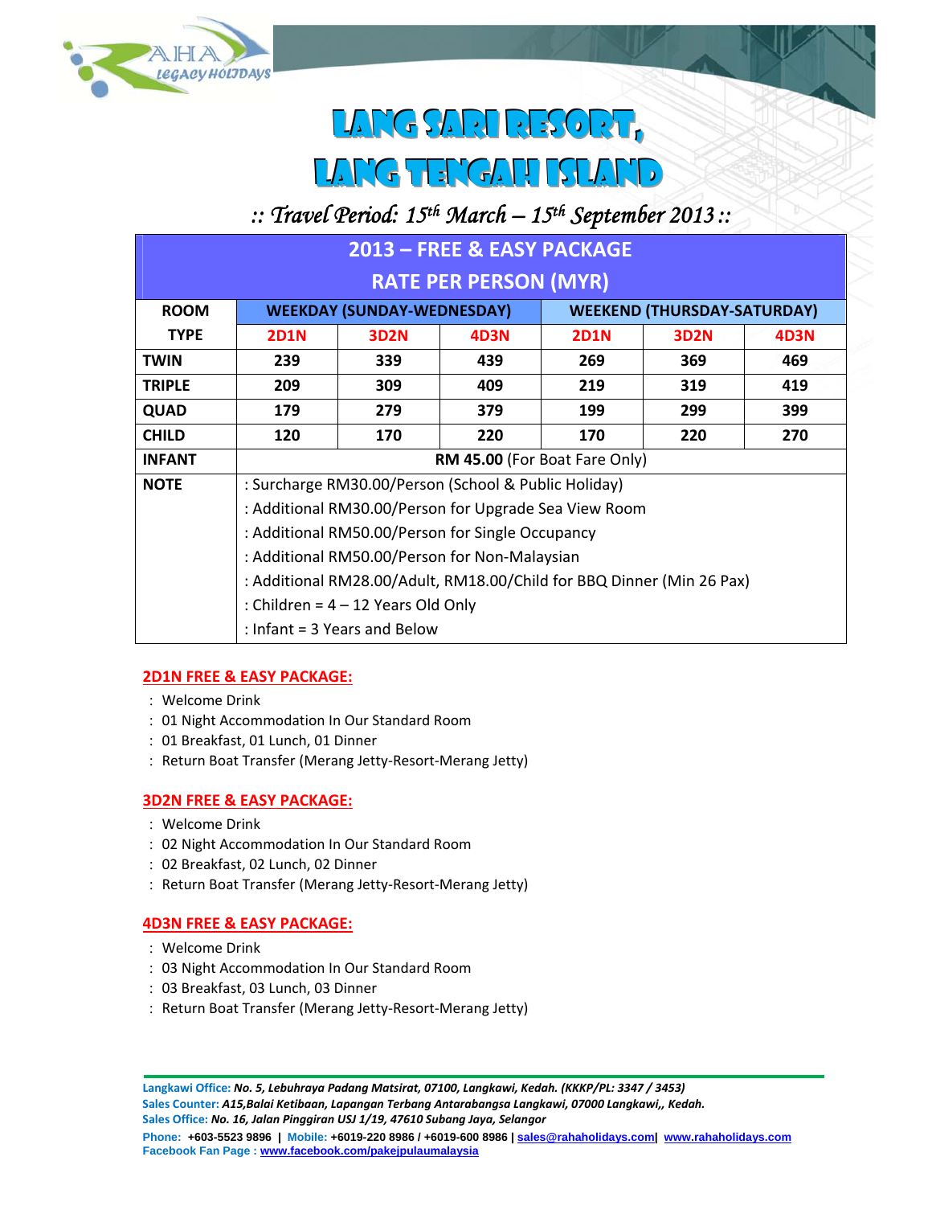RAHA LEGACY HOLIDAYS

# LANG SARI RESORT, LANG TENGAH ISLAND

*:: Travel Period: 15th March – 15th September 2013 ::*

| 2013 – FREE & EASY PACKAGE RATE PER PERSON (MYR) | | | | | | |
|---|---|---|---|---|---|---|
| **ROOM TYPE** | **WEEKDAY (SUNDAY-WEDNESDAY)** | | | **WEEKEND (THURSDAY-SATURDAY)** | | |
| | **2D1N** | **3D2N** | **4D3N** | **2D1N** | **3D2N** | **4D3N** |
| **TWIN** | 239 | 339 | 439 | 269 | 369 | 469 |
| **TRIPLE** | 209 | 309 | 409 | 219 | 319 | 419 |
| **QUAD** | 179 | 279 | 379 | 199 | 299 | 399 |
| **CHILD** | 120 | 170 | 220 | 170 | 220 | 270 |
| **INFANT** | **RM 45.00** (For Boat Fare Only) | | | | | |
| **NOTE** | : Surcharge RM30.00/Person (School & Public Holiday)<br>: Additional RM30.00/Person for Upgrade Sea View Room<br>: Additional RM50.00/Person for Single Occupancy<br>: Additional RM50.00/Person for Non-Malaysian<br>: Additional RM28.00/Adult, RM18.00/Child for BBQ Dinner (Min 26 Pax)<br>: Children = 4 – 12 Years Old Only<br>: Infant = 3 Years and Below | | | | | |

### 2D1N FREE & EASY PACKAGE:

: Welcome Drink
: 01 Night Accommodation In Our Standard Room
: 01 Breakfast, 01 Lunch, 01 Dinner
: Return Boat Transfer (Merang Jetty-Resort-Merang Jetty)

### 3D2N FREE & EASY PACKAGE:

: Welcome Drink
: 02 Night Accommodation In Our Standard Room
: 02 Breakfast, 02 Lunch, 02 Dinner
: Return Boat Transfer (Merang Jetty-Resort-Merang Jetty)

### 4D3N FREE & EASY PACKAGE:

: Welcome Drink
: 03 Night Accommodation In Our Standard Room
: 03 Breakfast, 03 Lunch, 03 Dinner
: Return Boat Transfer (Merang Jetty-Resort-Merang Jetty)

**Langkawi Office:** *No. 5, Lebuhraya Padang Matsirat, 07100, Langkawi, Kedah. (KKKP/PL: 3347 / 3453)*
**Sales Counter:** *A15,Balai Ketibaan, Lapangan Terbang Antarabangsa Langkawi, 07000 Langkawi,, Kedah.*
**Sales Office:** *No. 16, Jalan Pinggiran USJ 1/19, 47610 Subang Jaya, Selangor*
**Phone:** +603-5523 9896 | **Mobile:** +6019-220 8986 / +6019-600 8986 | sales@rahaholidays.com| www.rahaholidays.com
**Facebook Fan Page :** www.facebook.com/pakejpulaumalaysia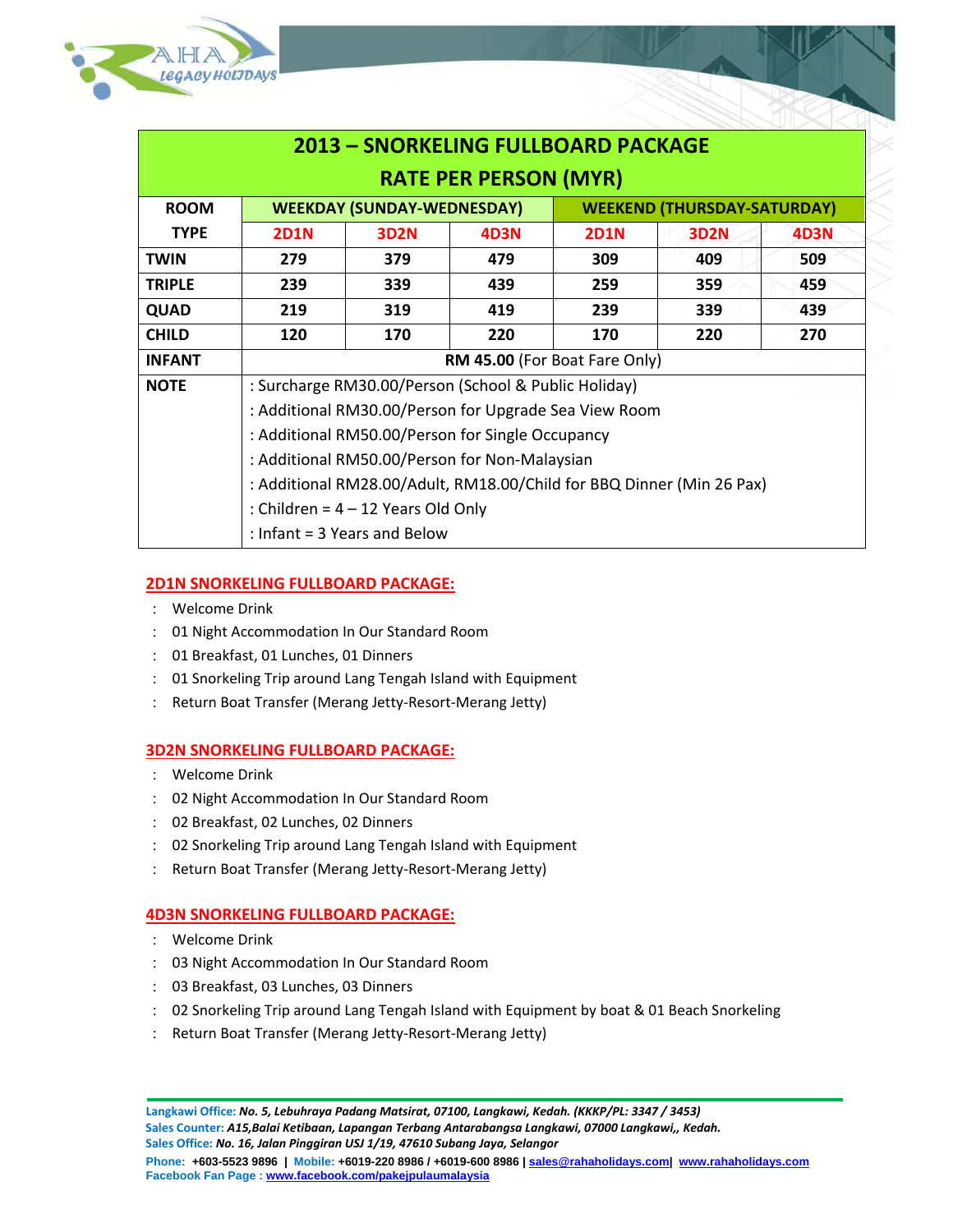## 2013 – SNORKELING FULLBOARD PACKAGE
## RATE PER PERSON (MYR)

| ROOM TYPE | WEEKDAY (SUNDAY-WEDNESDAY) | | | WEEKEND (THURSDAY-SATURDAY) | | |
|---|---|---|---|---|---|---|
| | 2D1N | 3D2N | 4D3N | 2D1N | 3D2N | 4D3N |
| TWIN | 279 | 379 | 479 | 309 | 409 | 509 |
| TRIPLE | 239 | 339 | 439 | 259 | 359 | 459 |
| QUAD | 219 | 319 | 419 | 239 | 339 | 439 |
| CHILD | 120 | 170 | 220 | 170 | 220 | 270 |
| INFANT | **RM 45.00** (For Boat Fare Only) | | | | | |
| NOTE | : Surcharge RM30.00/Person (School & Public Holiday)<br>: Additional RM30.00/Person for Upgrade Sea View Room<br>: Additional RM50.00/Person for Single Occupancy<br>: Additional RM50.00/Person for Non-Malaysian<br>: Additional RM28.00/Adult, RM18.00/Child for BBQ Dinner (Min 26 Pax)<br>: Children = 4 – 12 Years Old Only<br>: Infant = 3 Years and Below | | | | | |

### 2D1N SNORKELING FULLBOARD PACKAGE:

- Welcome Drink
- 01 Night Accommodation In Our Standard Room
- 01 Breakfast, 01 Lunches, 01 Dinners
- 01 Snorkeling Trip around Lang Tengah Island with Equipment
- Return Boat Transfer (Merang Jetty-Resort-Merang Jetty)

### 3D2N SNORKELING FULLBOARD PACKAGE:

- Welcome Drink
- 02 Night Accommodation In Our Standard Room
- 02 Breakfast, 02 Lunches, 02 Dinners
- 02 Snorkeling Trip around Lang Tengah Island with Equipment
- Return Boat Transfer (Merang Jetty-Resort-Merang Jetty)

### 4D3N SNORKELING FULLBOARD PACKAGE:

- Welcome Drink
- 03 Night Accommodation In Our Standard Room
- 03 Breakfast, 03 Lunches, 03 Dinners
- 02 Snorkeling Trip around Lang Tengah Island with Equipment by boat & 01 Beach Snorkeling
- Return Boat Transfer (Merang Jetty-Resort-Merang Jetty)

**Langkawi Office:** *No. 5, Lebuhraya Padang Matsirat, 07100, Langkawi, Kedah. (KKKP/PL: 3347 / 3453)*
**Sales Counter:** *A15,Balai Ketibaan, Lapangan Terbang Antarabangsa Langkawi, 07000 Langkawi,, Kedah.*
**Sales Office:** *No. 16, Jalan Pinggiran USJ 1/19, 47610 Subang Jaya, Selangor*
**Phone:** +603-5523 9896 | **Mobile:** +6019-220 8986 / +6019-600 8986 | sales@rahaholidays.com | www.rahaholidays.com
**Facebook Fan Page :** www.facebook.com/pakejpulaumalaysia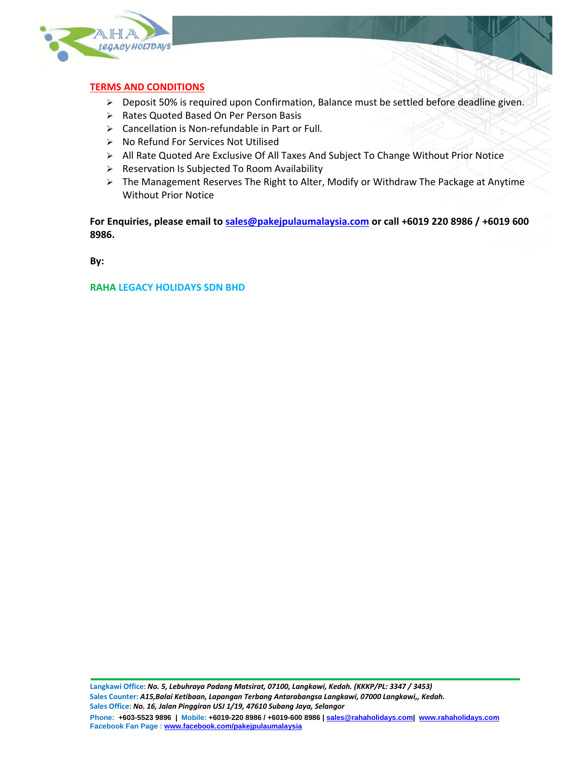## TERMS AND CONDITIONS

- Deposit 50% is required upon Confirmation, Balance must be settled before deadline given.
- Rates Quoted Based On Per Person Basis
- Cancellation is Non-refundable in Part or Full.
- No Refund For Services Not Utilised
- All Rate Quoted Are Exclusive Of All Taxes And Subject To Change Without Prior Notice
- Reservation Is Subjected To Room Availability
- The Management Reserves The Right to Alter, Modify or Withdraw The Package at Anytime Without Prior Notice

**For Enquiries, please email to sales@pakejpulaumalaysia.com or call +6019 220 8986 / +6019 600 8986.**

**By:**

**RAHA LEGACY HOLIDAYS SDN BHD**

**Langkawi Office:** *No. 5, Lebuhraya Padang Matsirat, 07100, Langkawi, Kedah. (KKKP/PL: 3347 / 3453)*
**Sales Counter:** *A15,Balai Ketibaan, Lapangan Terbang Antarabangsa Langkawi, 07000 Langkawi,, Kedah.*
**Sales Office:** *No. 16, Jalan Pinggiran USJ 1/19, 47610 Subang Jaya, Selangor*
**Phone:** +603-5523 9896 | **Mobile:** +6019-220 8986 / +6019-600 8986 | sales@rahaholidays.com | www.rahaholidays.com
**Facebook Fan Page :** www.facebook.com/pakejpulaumalaysia